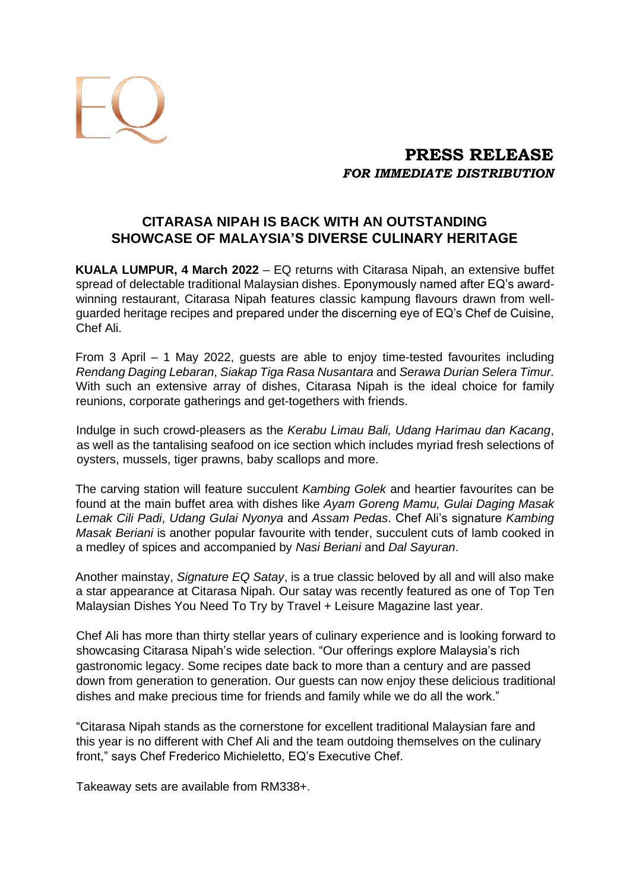EQ

**PRESS RELEASE**
***FOR IMMEDIATE DISTRIBUTION***

## CITARASA NIPAH IS BACK WITH AN OUTSTANDING SHOWCASE OF MALAYSIA'S DIVERSE CULINARY HERITAGE

**KUALA LUMPUR, 4 March 2022** – EQ returns with Citarasa Nipah, an extensive buffet spread of delectable traditional Malaysian dishes. Eponymously named after EQ's award-winning restaurant, Citarasa Nipah features classic kampung flavours drawn from well-guarded heritage recipes and prepared under the discerning eye of EQ's Chef de Cuisine, Chef Ali.

From 3 April – 1 May 2022, guests are able to enjoy time-tested favourites including *Rendang Daging Lebaran*, *Siakap Tiga Rasa Nusantara* and *Serawa Durian Selera Timur.* With such an extensive array of dishes, Citarasa Nipah is the ideal choice for family reunions, corporate gatherings and get-togethers with friends.

Indulge in such crowd-pleasers as the *Kerabu Limau Bali, Udang Harimau dan Kacang*, as well as the tantalising seafood on ice section which includes myriad fresh selections of oysters, mussels, tiger prawns, baby scallops and more.

The carving station will feature succulent *Kambing Golek* and heartier favourites can be found at the main buffet area with dishes like *Ayam Goreng Mamu, Gulai Daging Masak Lemak Cili Padi*, *Udang Gulai Nyonya* and *Assam Pedas*. Chef Ali's signature *Kambing Masak Beriani* is another popular favourite with tender, succulent cuts of lamb cooked in a medley of spices and accompanied by *Nasi Beriani* and *Dal Sayuran*.

Another mainstay, *Signature EQ Satay*, is a true classic beloved by all and will also make a star appearance at Citarasa Nipah. Our satay was recently featured as one of Top Ten Malaysian Dishes You Need To Try by Travel + Leisure Magazine last year.

Chef Ali has more than thirty stellar years of culinary experience and is looking forward to showcasing Citarasa Nipah's wide selection. "Our offerings explore Malaysia's rich gastronomic legacy. Some recipes date back to more than a century and are passed down from generation to generation. Our guests can now enjoy these delicious traditional dishes and make precious time for friends and family while we do all the work."

"Citarasa Nipah stands as the cornerstone for excellent traditional Malaysian fare and this year is no different with Chef Ali and the team outdoing themselves on the culinary front," says Chef Frederico Michieletto, EQ's Executive Chef.

Takeaway sets are available from RM338+.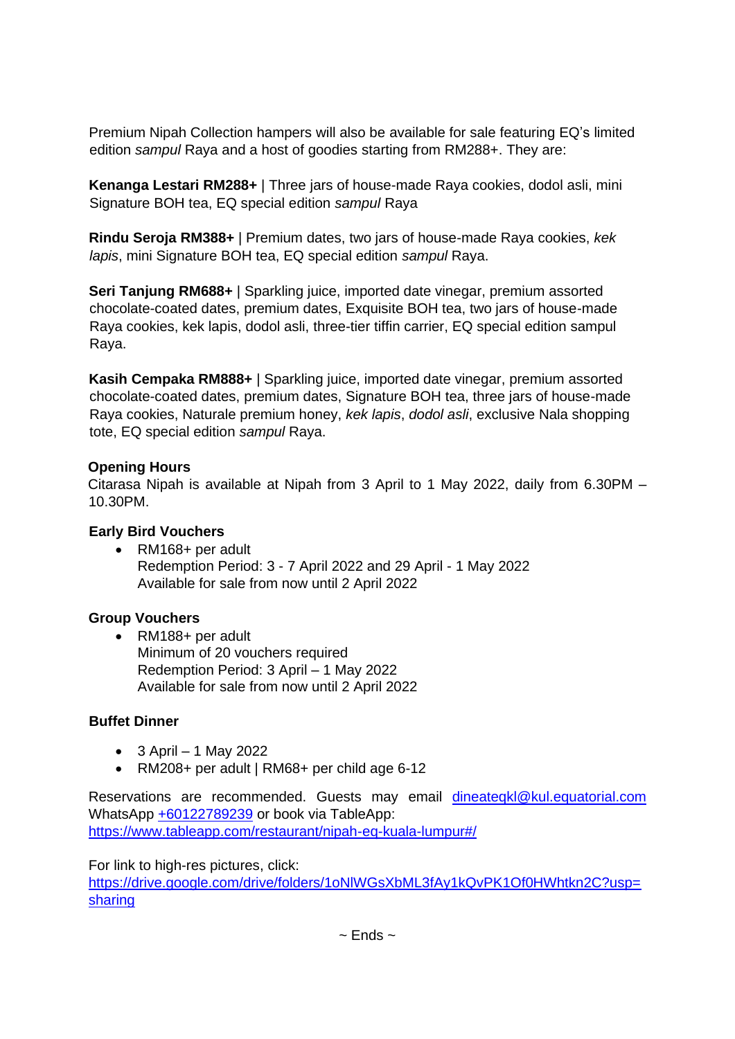Premium Nipah Collection hampers will also be available for sale featuring EQ's limited edition *sampul* Raya and a host of goodies starting from RM288+. They are:

**Kenanga Lestari RM288+** | Three jars of house-made Raya cookies, dodol asli, mini Signature BOH tea, EQ special edition *sampul* Raya

**Rindu Seroja RM388+** | Premium dates, two jars of house-made Raya cookies, *kek lapis*, mini Signature BOH tea, EQ special edition *sampul* Raya.

**Seri Tanjung RM688+** | Sparkling juice, imported date vinegar, premium assorted chocolate-coated dates, premium dates, Exquisite BOH tea, two jars of house-made Raya cookies, kek lapis, dodol asli, three-tier tiffin carrier, EQ special edition sampul Raya.

**Kasih Cempaka RM888+** | Sparkling juice, imported date vinegar, premium assorted chocolate-coated dates, premium dates, Signature BOH tea, three jars of house-made Raya cookies, Naturale premium honey, *kek lapis*, *dodol asli*, exclusive Nala shopping tote, EQ special edition *sampul* Raya.

**Opening Hours**
Citarasa Nipah is available at Nipah from 3 April to 1 May 2022, daily from 6.30PM – 10.30PM.

**Early Bird Vouchers**

- RM168+ per adult
  Redemption Period: 3 - 7 April 2022 and 29 April - 1 May 2022
  Available for sale from now until 2 April 2022

**Group Vouchers**

- RM188+ per adult
  Minimum of 20 vouchers required
  Redemption Period: 3 April – 1 May 2022
  Available for sale from now until 2 April 2022

**Buffet Dinner**

- 3 April – 1 May 2022
- RM208+ per adult | RM68+ per child age 6-12

Reservations are recommended. Guests may email dineateqkl@kul.equatorial.com WhatsApp +60122789239 or book via TableApp: https://www.tableapp.com/restaurant/nipah-eq-kuala-lumpur#/

For link to high-res pictures, click:
https://drive.google.com/drive/folders/1oNlWGsXbML3fAy1kQvPK1Of0HWhtkn2C?usp=sharing

~ Ends ~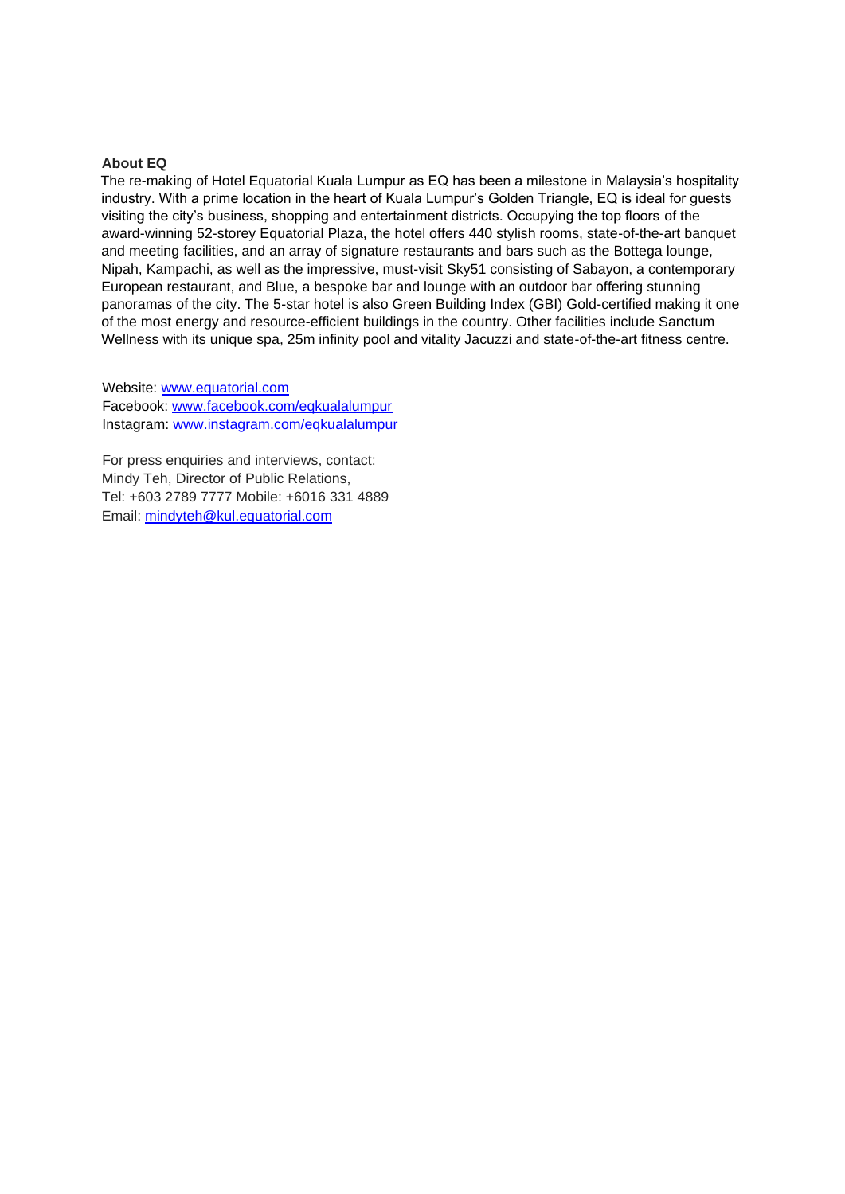**About EQ**

The re-making of Hotel Equatorial Kuala Lumpur as EQ has been a milestone in Malaysia's hospitality industry. With a prime location in the heart of Kuala Lumpur's Golden Triangle, EQ is ideal for guests visiting the city's business, shopping and entertainment districts. Occupying the top floors of the award-winning 52-storey Equatorial Plaza, the hotel offers 440 stylish rooms, state-of-the-art banquet and meeting facilities, and an array of signature restaurants and bars such as the Bottega lounge, Nipah, Kampachi, as well as the impressive, must-visit Sky51 consisting of Sabayon, a contemporary European restaurant, and Blue, a bespoke bar and lounge with an outdoor bar offering stunning panoramas of the city. The 5-star hotel is also Green Building Index (GBI) Gold-certified making it one of the most energy and resource-efficient buildings in the country. Other facilities include Sanctum Wellness with its unique spa, 25m infinity pool and vitality Jacuzzi and state-of-the-art fitness centre.

Website: www.equatorial.com
Facebook: www.facebook.com/eqkualalumpur
Instagram: www.instagram.com/eqkualalumpur

For press enquiries and interviews, contact:
Mindy Teh, Director of Public Relations,
Tel: +603 2789 7777 Mobile: +6016 331 4889
Email: mindyteh@kul.equatorial.com